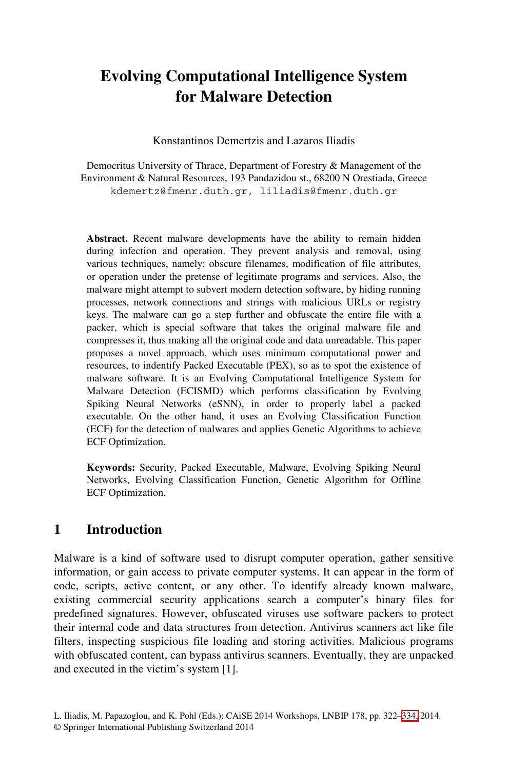# Evolving Computational Intelligence System for Malware Detection

Konstantinos Demertzis and Lazaros Iliadis

Democritus University of Thrace, Department of Forestry & Management of the Environment & Natural Resources, 193 Pandazidou st., 68200 N Orestiada, Greece
kdemertz@fmenr.duth.gr, liliadis@fmenr.duth.gr

**Abstract.** Recent malware developments have the ability to remain hidden during infection and operation. They prevent analysis and removal, using various techniques, namely: obscure filenames, modification of file attributes, or operation under the pretense of legitimate programs and services. Also, the malware might attempt to subvert modern detection software, by hiding running processes, network connections and strings with malicious URLs or registry keys. The malware can go a step further and obfuscate the entire file with a packer, which is special software that takes the original malware file and compresses it, thus making all the original code and data unreadable. This paper proposes a novel approach, which uses minimum computational power and resources, to indentify Packed Executable (PEX), so as to spot the existence of malware software. It is an Evolving Computational Intelligence System for Malware Detection (ECISMD) which performs classification by Evolving Spiking Neural Networks (eSNN), in order to properly label a packed executable. On the other hand, it uses an Evolving Classification Function (ECF) for the detection of malwares and applies Genetic Algorithms to achieve ECF Optimization.

**Keywords:** Security, Packed Executable, Malware, Evolving Spiking Neural Networks, Evolving Classification Function, Genetic Algorithm for Offline ECF Optimization.

## 1 Introduction

Malware is a kind of software used to disrupt computer operation, gather sensitive information, or gain access to private computer systems. It can appear in the form of code, scripts, active content, or any other. To identify already known malware, existing commercial security applications search a computer's binary files for predefined signatures. However, obfuscated viruses use software packers to protect their internal code and data structures from detection. Antivirus scanners act like file filters, inspecting suspicious file loading and storing activities. Malicious programs with obfuscated content, can bypass antivirus scanners. Eventually, they are unpacked and executed in the victim's system [1].

L. Iliadis, M. Papazoglou, and K. Pohl (Eds.): CAiSE 2014 Workshops, LNBIP 178, pp. 322–334, 2014.
© Springer International Publishing Switzerland 2014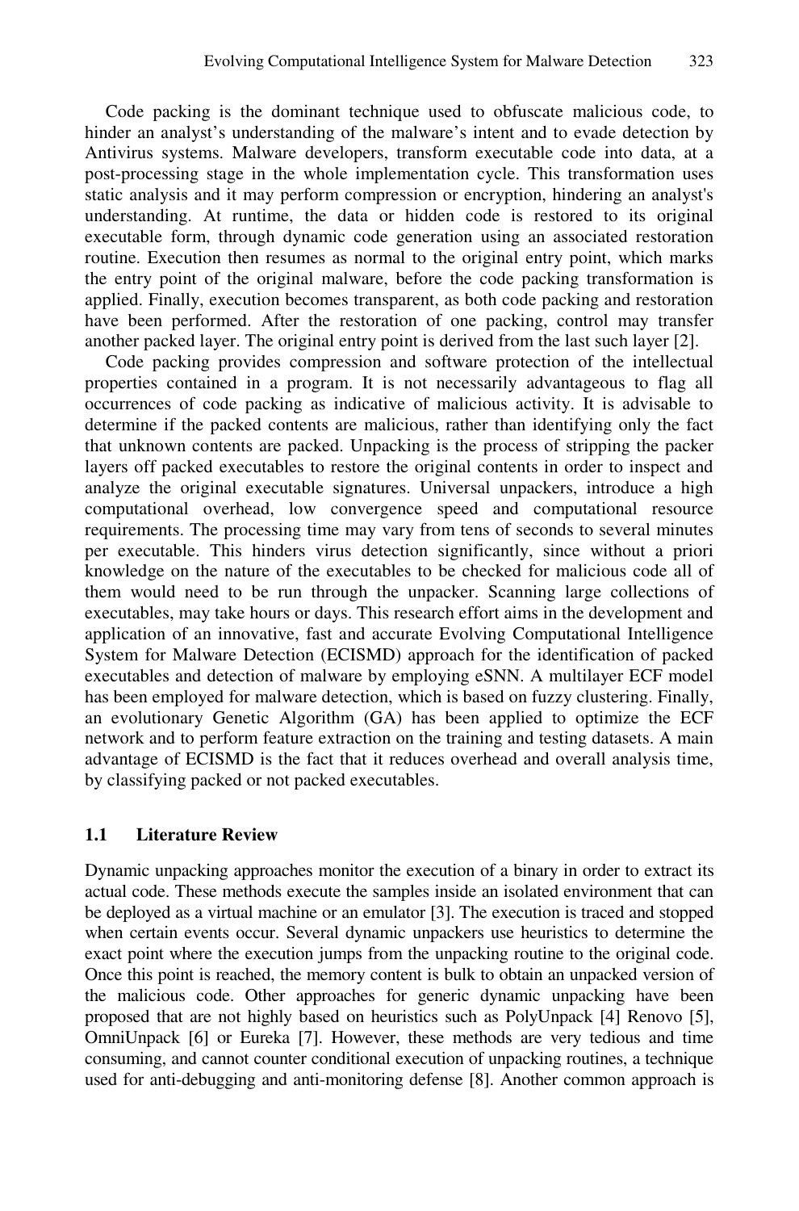Code packing is the dominant technique used to obfuscate malicious code, to hinder an analyst's understanding of the malware's intent and to evade detection by Antivirus systems. Malware developers, transform executable code into data, at a post-processing stage in the whole implementation cycle. This transformation uses static analysis and it may perform compression or encryption, hindering an analyst's understanding. At runtime, the data or hidden code is restored to its original executable form, through dynamic code generation using an associated restoration routine. Execution then resumes as normal to the original entry point, which marks the entry point of the original malware, before the code packing transformation is applied. Finally, execution becomes transparent, as both code packing and restoration have been performed. After the restoration of one packing, control may transfer another packed layer. The original entry point is derived from the last such layer [2].

Code packing provides compression and software protection of the intellectual properties contained in a program. It is not necessarily advantageous to flag all occurrences of code packing as indicative of malicious activity. It is advisable to determine if the packed contents are malicious, rather than identifying only the fact that unknown contents are packed. Unpacking is the process of stripping the packer layers off packed executables to restore the original contents in order to inspect and analyze the original executable signatures. Universal unpackers, introduce a high computational overhead, low convergence speed and computational resource requirements. The processing time may vary from tens of seconds to several minutes per executable. This hinders virus detection significantly, since without a priori knowledge on the nature of the executables to be checked for malicious code all of them would need to be run through the unpacker. Scanning large collections of executables, may take hours or days. This research effort aims in the development and application of an innovative, fast and accurate Evolving Computational Intelligence System for Malware Detection (ECISMD) approach for the identification of packed executables and detection of malware by employing eSNN. A multilayer ECF model has been employed for malware detection, which is based on fuzzy clustering. Finally, an evolutionary Genetic Algorithm (GA) has been applied to optimize the ECF network and to perform feature extraction on the training and testing datasets. A main advantage of ECISMD is the fact that it reduces overhead and overall analysis time, by classifying packed or not packed executables.

### 1.1 Literature Review

Dynamic unpacking approaches monitor the execution of a binary in order to extract its actual code. These methods execute the samples inside an isolated environment that can be deployed as a virtual machine or an emulator [3]. The execution is traced and stopped when certain events occur. Several dynamic unpackers use heuristics to determine the exact point where the execution jumps from the unpacking routine to the original code. Once this point is reached, the memory content is bulk to obtain an unpacked version of the malicious code. Other approaches for generic dynamic unpacking have been proposed that are not highly based on heuristics such as PolyUnpack [4] Renovo [5], OmniUnpack [6] or Eureka [7]. However, these methods are very tedious and time consuming, and cannot counter conditional execution of unpacking routines, a technique used for anti-debugging and anti-monitoring defense [8]. Another common approach is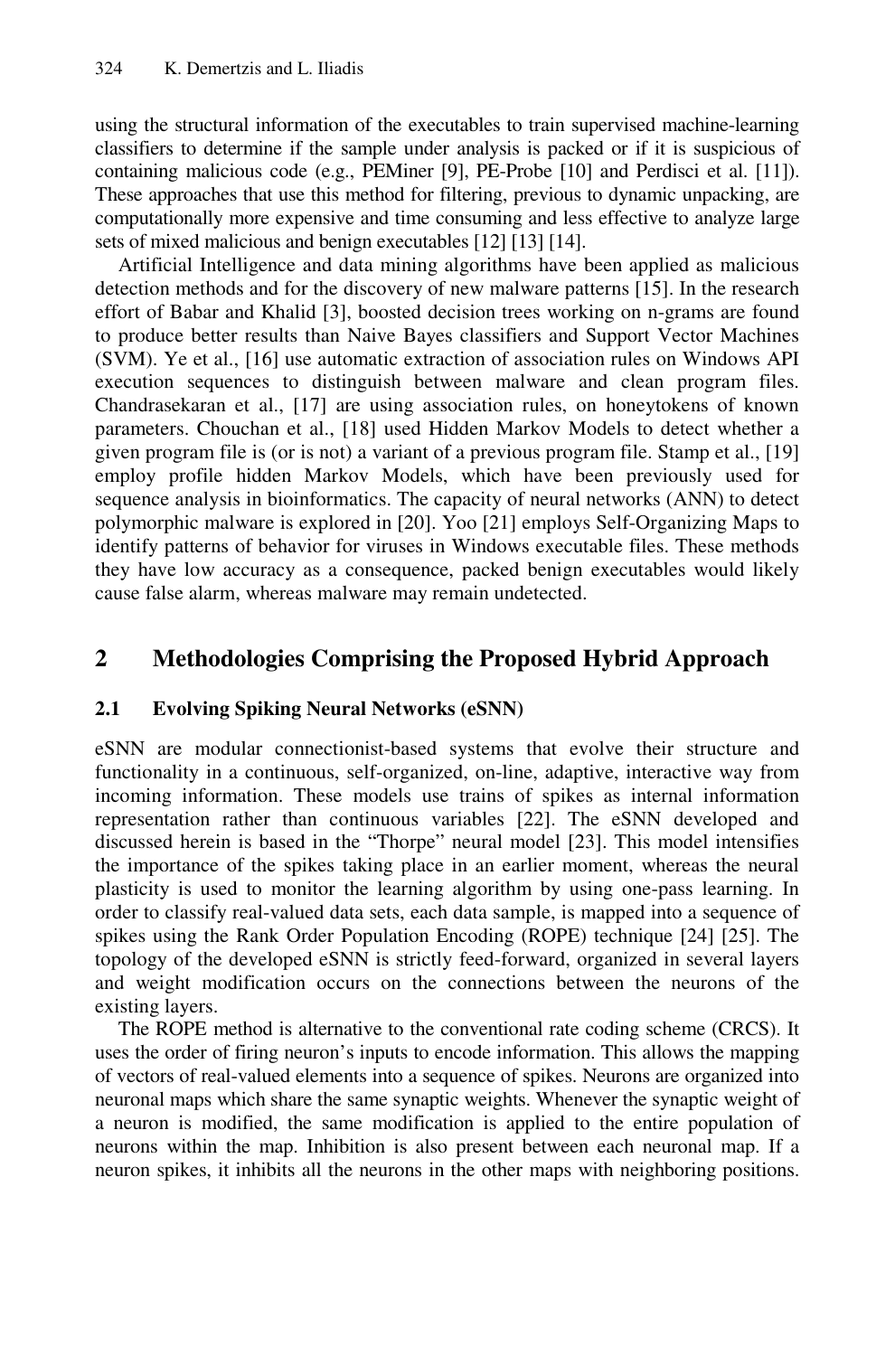using the structural information of the executables to train supervised machine-learning classifiers to determine if the sample under analysis is packed or if it is suspicious of containing malicious code (e.g., PEMiner [9], PE-Probe [10] and Perdisci et al. [11]). These approaches that use this method for filtering, previous to dynamic unpacking, are computationally more expensive and time consuming and less effective to analyze large sets of mixed malicious and benign executables [12] [13] [14].

Artificial Intelligence and data mining algorithms have been applied as malicious detection methods and for the discovery of new malware patterns [15]. In the research effort of Babar and Khalid [3], boosted decision trees working on n-grams are found to produce better results than Naive Bayes classifiers and Support Vector Machines (SVM). Ye et al., [16] use automatic extraction of association rules on Windows API execution sequences to distinguish between malware and clean program files. Chandrasekaran et al., [17] are using association rules, on honeytokens of known parameters. Chouchan et al., [18] used Hidden Markov Models to detect whether a given program file is (or is not) a variant of a previous program file. Stamp et al., [19] employ profile hidden Markov Models, which have been previously used for sequence analysis in bioinformatics. The capacity of neural networks (ANN) to detect polymorphic malware is explored in [20]. Yoo [21] employs Self-Organizing Maps to identify patterns of behavior for viruses in Windows executable files. These methods they have low accuracy as a consequence, packed benign executables would likely cause false alarm, whereas malware may remain undetected.

## 2 Methodologies Comprising the Proposed Hybrid Approach

### 2.1 Evolving Spiking Neural Networks (eSNN)

eSNN are modular connectionist-based systems that evolve their structure and functionality in a continuous, self-organized, on-line, adaptive, interactive way from incoming information. These models use trains of spikes as internal information representation rather than continuous variables [22]. The eSNN developed and discussed herein is based in the "Thorpe" neural model [23]. This model intensifies the importance of the spikes taking place in an earlier moment, whereas the neural plasticity is used to monitor the learning algorithm by using one-pass learning. In order to classify real-valued data sets, each data sample, is mapped into a sequence of spikes using the Rank Order Population Encoding (ROPE) technique [24] [25]. The topology of the developed eSNN is strictly feed-forward, organized in several layers and weight modification occurs on the connections between the neurons of the existing layers.

The ROPE method is alternative to the conventional rate coding scheme (CRCS). It uses the order of firing neuron's inputs to encode information. This allows the mapping of vectors of real-valued elements into a sequence of spikes. Neurons are organized into neuronal maps which share the same synaptic weights. Whenever the synaptic weight of a neuron is modified, the same modification is applied to the entire population of neurons within the map. Inhibition is also present between each neuronal map. If a neuron spikes, it inhibits all the neurons in the other maps with neighboring positions.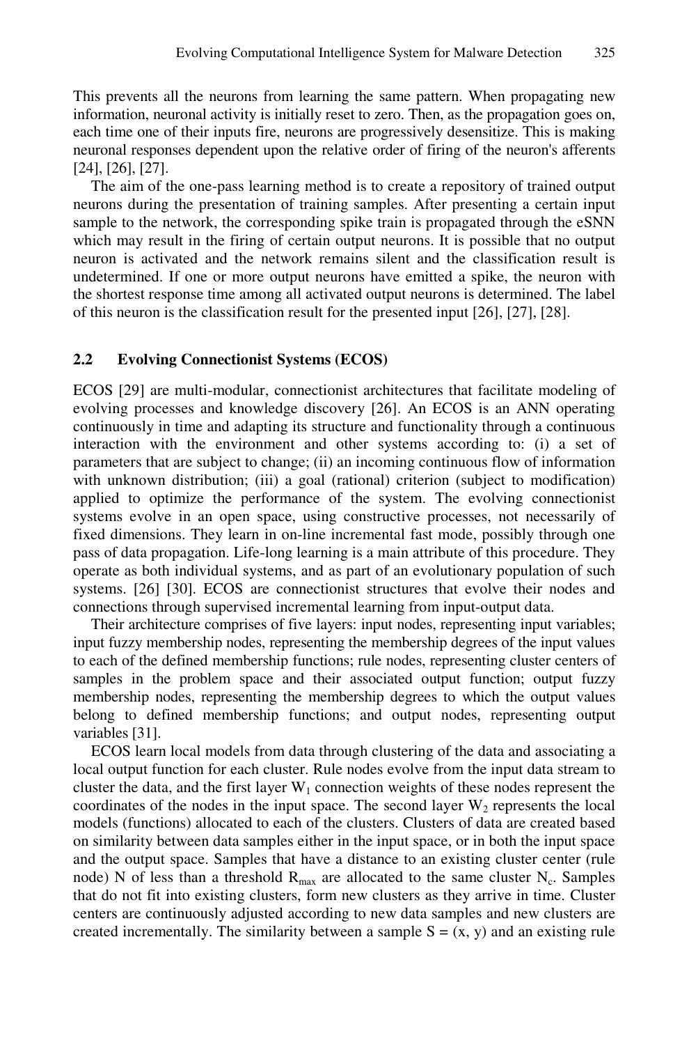This prevents all the neurons from learning the same pattern. When propagating new information, neuronal activity is initially reset to zero. Then, as the propagation goes on, each time one of their inputs fire, neurons are progressively desensitize. This is making neuronal responses dependent upon the relative order of firing of the neuron's afferents [24], [26], [27].

The aim of the one-pass learning method is to create a repository of trained output neurons during the presentation of training samples. After presenting a certain input sample to the network, the corresponding spike train is propagated through the eSNN which may result in the firing of certain output neurons. It is possible that no output neuron is activated and the network remains silent and the classification result is undetermined. If one or more output neurons have emitted a spike, the neuron with the shortest response time among all activated output neurons is determined. The label of this neuron is the classification result for the presented input [26], [27], [28].

### 2.2 Evolving Connectionist Systems (ECOS)

ECOS [29] are multi-modular, connectionist architectures that facilitate modeling of evolving processes and knowledge discovery [26]. An ECOS is an ANN operating continuously in time and adapting its structure and functionality through a continuous interaction with the environment and other systems according to: (i) a set of parameters that are subject to change; (ii) an incoming continuous flow of information with unknown distribution; (iii) a goal (rational) criterion (subject to modification) applied to optimize the performance of the system. The evolving connectionist systems evolve in an open space, using constructive processes, not necessarily of fixed dimensions. They learn in on-line incremental fast mode, possibly through one pass of data propagation. Life-long learning is a main attribute of this procedure. They operate as both individual systems, and as part of an evolutionary population of such systems. [26] [30]. ECOS are connectionist structures that evolve their nodes and connections through supervised incremental learning from input-output data.

Their architecture comprises of five layers: input nodes, representing input variables; input fuzzy membership nodes, representing the membership degrees of the input values to each of the defined membership functions; rule nodes, representing cluster centers of samples in the problem space and their associated output function; output fuzzy membership nodes, representing the membership degrees to which the output values belong to defined membership functions; and output nodes, representing output variables [31].

ECOS learn local models from data through clustering of the data and associating a local output function for each cluster. Rule nodes evolve from the input data stream to cluster the data, and the first layer $W_1$ connection weights of these nodes represent the coordinates of the nodes in the input space. The second layer $W_2$ represents the local models (functions) allocated to each of the clusters. Clusters of data are created based on similarity between data samples either in the input space, or in both the input space and the output space. Samples that have a distance to an existing cluster center (rule node) N of less than a threshold $R_{max}$ are allocated to the same cluster $N_c$. Samples that do not fit into existing clusters, form new clusters as they arrive in time. Cluster centers are continuously adjusted according to new data samples and new clusters are created incrementally. The similarity between a sample $S = (x, y)$ and an existing rule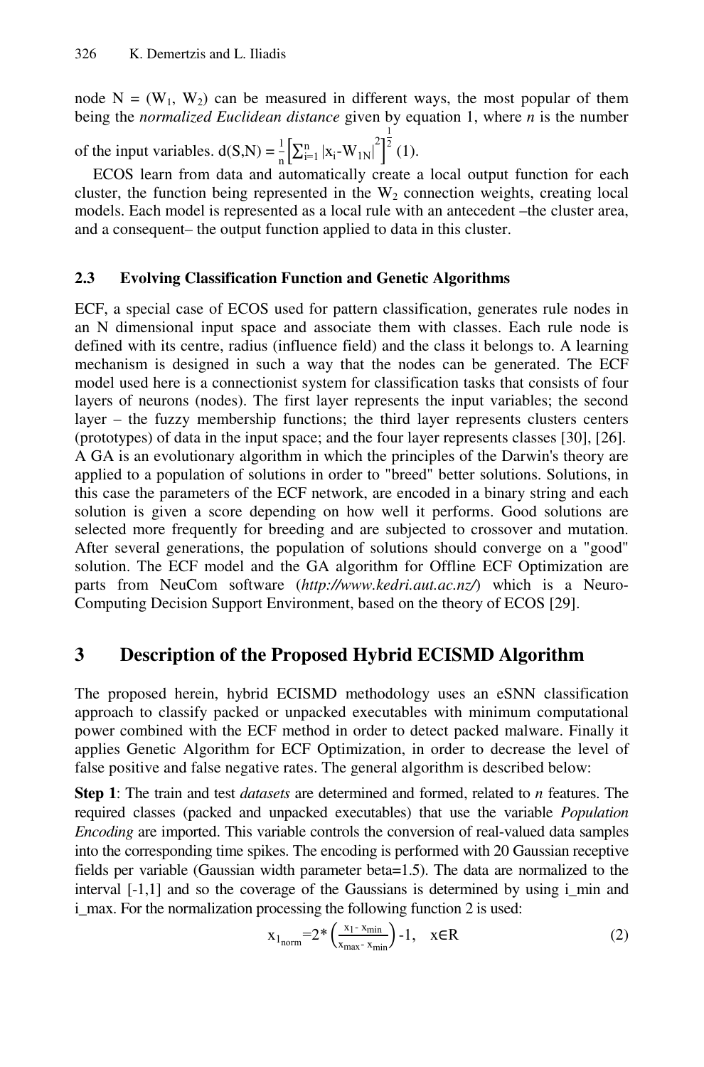node $N = (W_1, W_2)$ can be measured in different ways, the most popular of them being the *normalized Euclidean distance* given by equation 1, where *n* is the number of the input variables. $d(S,N) = \frac{1}{n}\left[\sum_{i=1}^{n} |x_i - W_{1N}|^2\right]^{\frac{1}{2}}$ (1).

ECOS learn from data and automatically create a local output function for each cluster, the function being represented in the $W_2$ connection weights, creating local models. Each model is represented as a local rule with an antecedent –the cluster area, and a consequent– the output function applied to data in this cluster.

### 2.3 Evolving Classification Function and Genetic Algorithms

ECF, a special case of ECOS used for pattern classification, generates rule nodes in an N dimensional input space and associate them with classes. Each rule node is defined with its centre, radius (influence field) and the class it belongs to. A learning mechanism is designed in such a way that the nodes can be generated. The ECF model used here is a connectionist system for classification tasks that consists of four layers of neurons (nodes). The first layer represents the input variables; the second layer – the fuzzy membership functions; the third layer represents clusters centers (prototypes) of data in the input space; and the four layer represents classes [30], [26]. A GA is an evolutionary algorithm in which the principles of the Darwin's theory are applied to a population of solutions in order to "breed" better solutions. Solutions, in this case the parameters of the ECF network, are encoded in a binary string and each solution is given a score depending on how well it performs. Good solutions are selected more frequently for breeding and are subjected to crossover and mutation. After several generations, the population of solutions should converge on a "good" solution. The ECF model and the GA algorithm for Offline ECF Optimization are parts from NeuCom software (*http://www.kedri.aut.ac.nz/*) which is a Neuro-Computing Decision Support Environment, based on the theory of ECOS [29].

## 3 Description of the Proposed Hybrid ECISMD Algorithm

The proposed herein, hybrid ECISMD methodology uses an eSNN classification approach to classify packed or unpacked executables with minimum computational power combined with the ECF method in order to detect packed malware. Finally it applies Genetic Algorithm for ECF Optimization, in order to decrease the level of false positive and false negative rates. The general algorithm is described below:

**Step 1**: The train and test *datasets* are determined and formed, related to *n* features. The required classes (packed and unpacked executables) that use the variable *Population Encoding* are imported. This variable controls the conversion of real-valued data samples into the corresponding time spikes. The encoding is performed with 20 Gaussian receptive fields per variable (Gaussian width parameter beta=1.5). The data are normalized to the interval [-1,1] and so the coverage of the Gaussians is determined by using i_min and i_max. For the normalization processing the following function 2 is used:

$$x_{1_{norm}} = 2 * \left(\frac{x_1 - x_{min}}{x_{max} - x_{min}}\right) - 1, \quad x \in R \tag{2}$$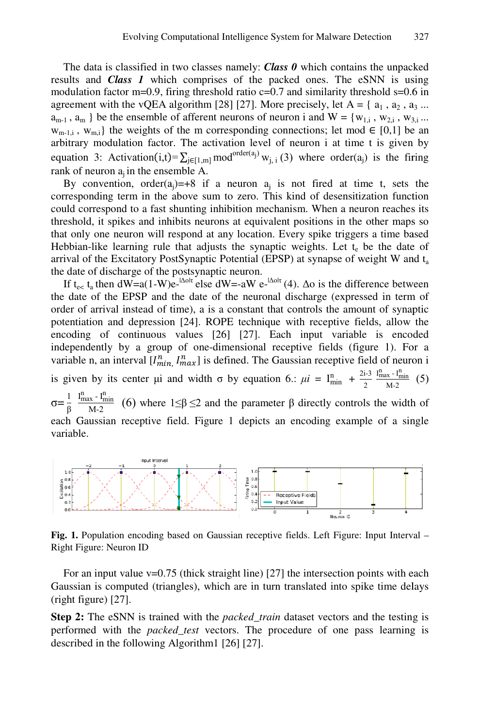The data is classified in two classes namely: ***Class 0*** which contains the unpacked results and ***Class 1*** which comprises of the packed ones. The eSNN is using modulation factor m=0.9, firing threshold ratio c=0.7 and similarity threshold s=0.6 in agreement with the vQEA algorithm [28] [27]. More precisely, let A = { $a_1$ , $a_2$ , $a_3$ ... $a_{m-1}$ , $a_m$ } be the ensemble of afferent neurons of neuron i and W = {$w_{1,i}$ , $w_{2,i}$ , $w_{3,i}$ ... $w_{m-1,i}$ , $w_{m,i}$} the weights of the m corresponding connections; let mod ∈ [0,1] be an arbitrary modulation factor. The activation level of neuron i at time t is given by equation 3: $Activation(i,t)=\sum_{j\in[1,m]} mod^{order(a_j)} w_{j,i}$ (3) where order($a_j$) is the firing rank of neuron $a_j$ in the ensemble A.

By convention, order($a_j$)=+8 if a neuron $a_j$ is not fired at time t, sets the corresponding term in the above sum to zero. This kind of desensitization function could correspond to a fast shunting inhibition mechanism. When a neuron reaches its threshold, it spikes and inhibits neurons at equivalent positions in the other maps so that only one neuron will respond at any location. Every spike triggers a time based Hebbian-like learning rule that adjusts the synaptic weights. Let $t_e$ be the date of arrival of the Excitatory PostSynaptic Potential (EPSP) at synapse of weight W and $t_a$ the date of discharge of the postsynaptic neuron.

If $t_{e<}$ $t_a$ then $dW=a(1-W)e^{-|\Delta o|\tau}$ else $dW=-aW\ e^{-|\Delta o|\tau}$ (4). Δo is the difference between the date of the EPSP and the date of the neuronal discharge (expressed in term of order of arrival instead of time), a is a constant that controls the amount of synaptic potentiation and depression [24]. ROPE technique with receptive fields, allow the encoding of continuous values [26] [27]. Each input variable is encoded independently by a group of one-dimensional receptive fields (figure 1). For a variable n, an interval $[I^n_{min}, I^n_{max}]$ is defined. The Gaussian receptive field of neuron i is given by its center μi and width σ by equation 6.: $\mu i = I^n_{min} + \frac{2i-3}{2}\frac{I^n_{max} - I^n_{min}}{M-2}$ (5) $\sigma = \frac{1}{\beta}\frac{I^n_{max} - I^n_{min}}{M-2}$ (6) where 1≤β≤2 and the parameter β directly controls the width of each Gaussian receptive field. Figure 1 depicts an encoding example of a single variable.

**Fig. 1.** Population encoding based on Gaussian receptive fields. Left Figure: Input Interval – Right Figure: Neuron ID

For an input value v=0.75 (thick straight line) [27] the intersection points with each Gaussian is computed (triangles), which are in turn translated into spike time delays (right figure) [27].

**Step 2:** The eSNN is trained with the *packed_train* dataset vectors and the testing is performed with the *packed_test* vectors. The procedure of one pass learning is described in the following Algorithm1 [26] [27].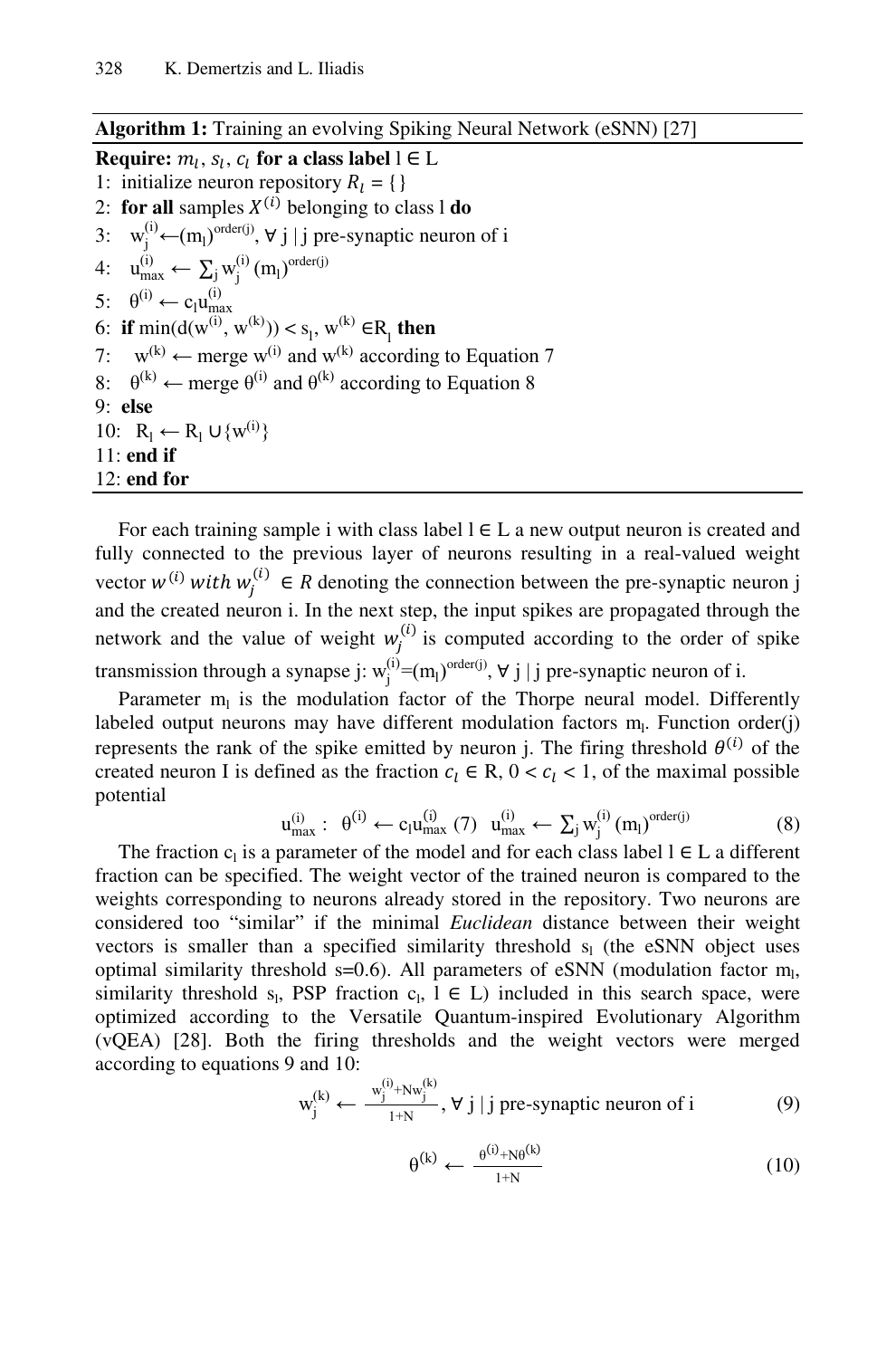**Algorithm 1:** Training an evolving Spiking Neural Network (eSNN) [27]

**Require:** $m_l$, $s_l$, $c_l$ **for a class label** $l \in L$

1: initialize neuron repository $R_l = \{\}$

2: **for all** samples $X^{(i)}$ belonging to class l **do**

3: $w_j^{(i)} \leftarrow (m_l)^{order(j)}$, $\forall$ j | j pre-synaptic neuron of i

4: $u_{max}^{(i)} \leftarrow \sum_j w_j^{(i)} (m_l)^{order(j)}$

5: $\theta^{(i)} \leftarrow c_l u_{max}^{(i)}$

6: **if** $\min(d(w^{(i)}, w^{(k)})) < s_l$, $w^{(k)} \in R_l$ **then**

7: $w^{(k)} \leftarrow$ merge $w^{(i)}$ and $w^{(k)}$ according to Equation 7

8: $\theta^{(k)} \leftarrow$ merge $\theta^{(i)}$ and $\theta^{(k)}$ according to Equation 8

9: **else**

10: $R_l \leftarrow R_l \cup \{w^{(i)}\}$

11: **end if**

12: **end for**

For each training sample i with class label $l \in L$ a new output neuron is created and fully connected to the previous layer of neurons resulting in a real-valued weight vector $w^{(i)}$ *with* $w_j^{(i)} \in R$ denoting the connection between the pre-synaptic neuron j and the created neuron i. In the next step, the input spikes are propagated through the network and the value of weight $w_j^{(i)}$ is computed according to the order of spike transmission through a synapse j: $w_j^{(i)} = (m_l)^{order(j)}$, $\forall$ j | j pre-synaptic neuron of i.

Parameter $m_l$ is the modulation factor of the Thorpe neural model. Differently labeled output neurons may have different modulation factors $m_l$. Function order(j) represents the rank of the spike emitted by neuron j. The firing threshold $\theta^{(i)}$ of the created neuron I is defined as the fraction $c_l \in R$, $0 < c_l < 1$, of the maximal possible potential

$$u_{max}^{(i)}: \ \theta^{(i)} \leftarrow c_l u_{max}^{(i)} \ (7) \quad u_{max}^{(i)} \leftarrow \sum_j w_j^{(i)} (m_l)^{order(j)} \tag{8}$$

The fraction $c_l$ is a parameter of the model and for each class label $l \in L$ a different fraction can be specified. The weight vector of the trained neuron is compared to the weights corresponding to neurons already stored in the repository. Two neurons are considered too "similar" if the minimal *Euclidean* distance between their weight vectors is smaller than a specified similarity threshold $s_l$ (the eSNN object uses optimal similarity threshold s=0.6). All parameters of eSNN (modulation factor $m_l$, similarity threshold $s_l$, PSP fraction $c_l$, $l \in L$) included in this search space, were optimized according to the Versatile Quantum-inspired Evolutionary Algorithm (vQEA) [28]. Both the firing thresholds and the weight vectors were merged according to equations 9 and 10:

$$w_j^{(k)} \leftarrow \frac{w_j^{(i)} + N w_j^{(k)}}{1+N}, \ \forall \ j \mid j \text{ pre-synaptic neuron of i} \tag{9}$$

$$\theta^{(k)} \leftarrow \frac{\theta^{(i)} + N\theta^{(k)}}{1+N} \tag{10}$$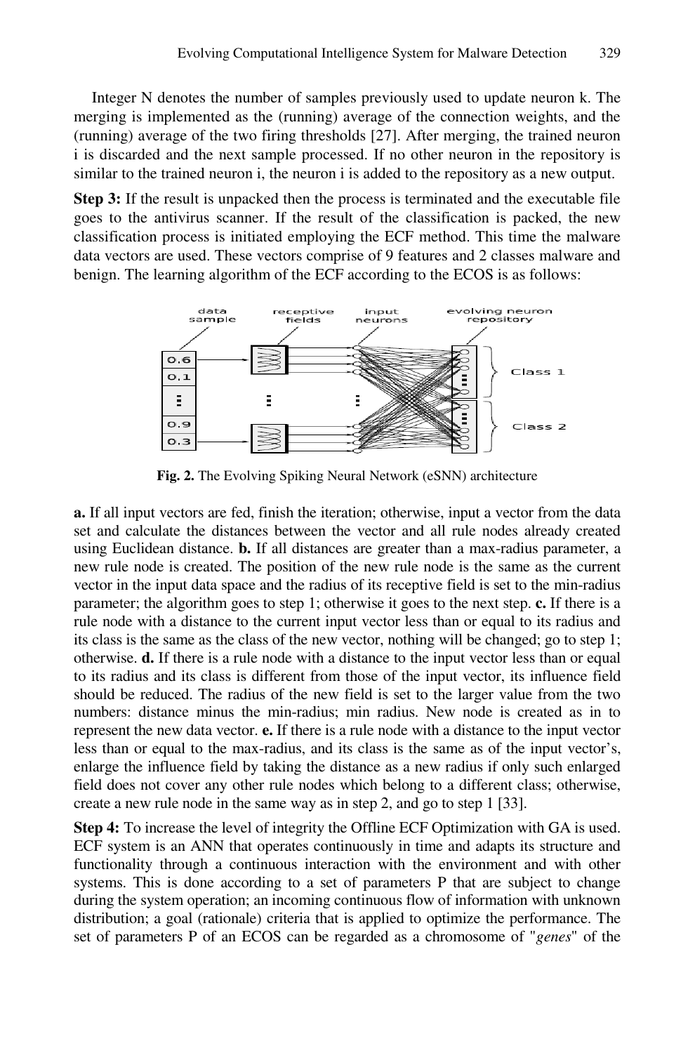Integer N denotes the number of samples previously used to update neuron k. The merging is implemented as the (running) average of the connection weights, and the (running) average of the two firing thresholds [27]. After merging, the trained neuron i is discarded and the next sample processed. If no other neuron in the repository is similar to the trained neuron i, the neuron i is added to the repository as a new output.

**Step 3:** If the result is unpacked then the process is terminated and the executable file goes to the antivirus scanner. If the result of the classification is packed, the new classification process is initiated employing the ECF method. This time the malware data vectors are used. These vectors comprise of 9 features and 2 classes malware and benign. The learning algorithm of the ECF according to the ECOS is as follows:

data sample

receptive fields

input neurons

evolving neuron repository

0.6

0.1

0.9

0.3

Class 1

Class 2

**Fig. 2.** The Evolving Spiking Neural Network (eSNN) architecture

**a.** If all input vectors are fed, finish the iteration; otherwise, input a vector from the data set and calculate the distances between the vector and all rule nodes already created using Euclidean distance. **b.** If all distances are greater than a max-radius parameter, a new rule node is created. The position of the new rule node is the same as the current vector in the input data space and the radius of its receptive field is set to the min-radius parameter; the algorithm goes to step 1; otherwise it goes to the next step. **c.** If there is a rule node with a distance to the current input vector less than or equal to its radius and its class is the same as the class of the new vector, nothing will be changed; go to step 1; otherwise. **d.** If there is a rule node with a distance to the input vector less than or equal to its radius and its class is different from those of the input vector, its influence field should be reduced. The radius of the new field is set to the larger value from the two numbers: distance minus the min-radius; min radius. New node is created as in to represent the new data vector. **e.** If there is a rule node with a distance to the input vector less than or equal to the max-radius, and its class is the same as of the input vector's, enlarge the influence field by taking the distance as a new radius if only such enlarged field does not cover any other rule nodes which belong to a different class; otherwise, create a new rule node in the same way as in step 2, and go to step 1 [33].

**Step 4:** To increase the level of integrity the Offline ECF Optimization with GA is used. ECF system is an ANN that operates continuously in time and adapts its structure and functionality through a continuous interaction with the environment and with other systems. This is done according to a set of parameters P that are subject to change during the system operation; an incoming continuous flow of information with unknown distribution; a goal (rationale) criteria that is applied to optimize the performance. The set of parameters P of an ECOS can be regarded as a chromosome of "*genes*" of the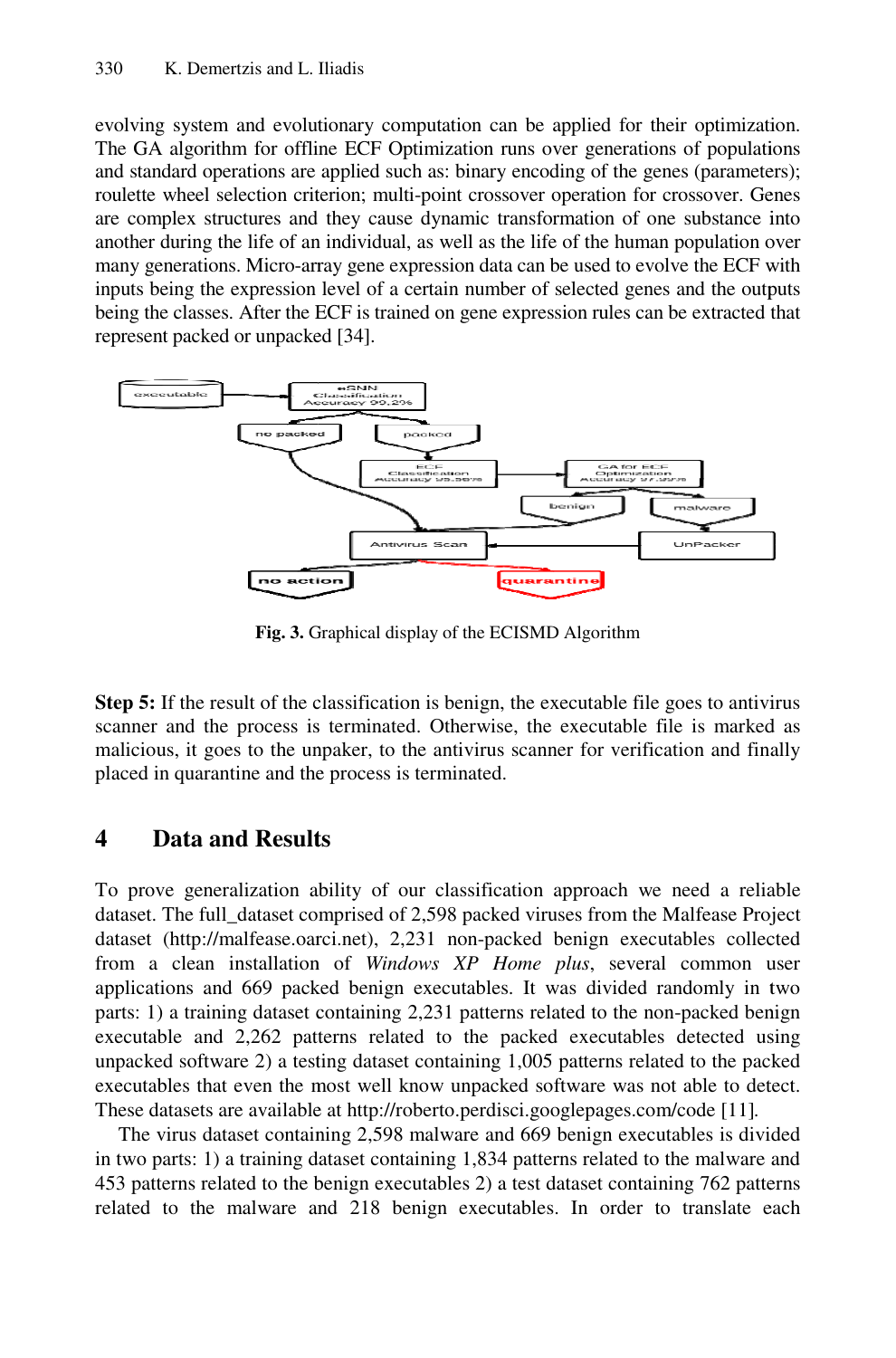evolving system and evolutionary computation can be applied for their optimization. The GA algorithm for offline ECF Optimization runs over generations of populations and standard operations are applied such as: binary encoding of the genes (parameters); roulette wheel selection criterion; multi-point crossover operation for crossover. Genes are complex structures and they cause dynamic transformation of one substance into another during the life of an individual, as well as the life of the human population over many generations. Micro-array gene expression data can be used to evolve the ECF with inputs being the expression level of a certain number of selected genes and the outputs being the classes. After the ECF is trained on gene expression rules can be extracted that represent packed or unpacked [34].

**Fig. 3.** Graphical display of the ECISMD Algorithm

**Step 5:** If the result of the classification is benign, the executable file goes to antivirus scanner and the process is terminated. Otherwise, the executable file is marked as malicious, it goes to the unpaker, to the antivirus scanner for verification and finally placed in quarantine and the process is terminated.

## 4 Data and Results

To prove generalization ability of our classification approach we need a reliable dataset. The full_dataset comprised of 2,598 packed viruses from the Malfease Project dataset (http://malfease.oarci.net), 2,231 non-packed benign executables collected from a clean installation of *Windows XP Home plus*, several common user applications and 669 packed benign executables. It was divided randomly in two parts: 1) a training dataset containing 2,231 patterns related to the non-packed benign executable and 2,262 patterns related to the packed executables detected using unpacked software 2) a testing dataset containing 1,005 patterns related to the packed executables that even the most well know unpacked software was not able to detect. These datasets are available at http://roberto.perdisci.googlepages.com/code [11].

The virus dataset containing 2,598 malware and 669 benign executables is divided in two parts: 1) a training dataset containing 1,834 patterns related to the malware and 453 patterns related to the benign executables 2) a test dataset containing 762 patterns related to the malware and 218 benign executables. In order to translate each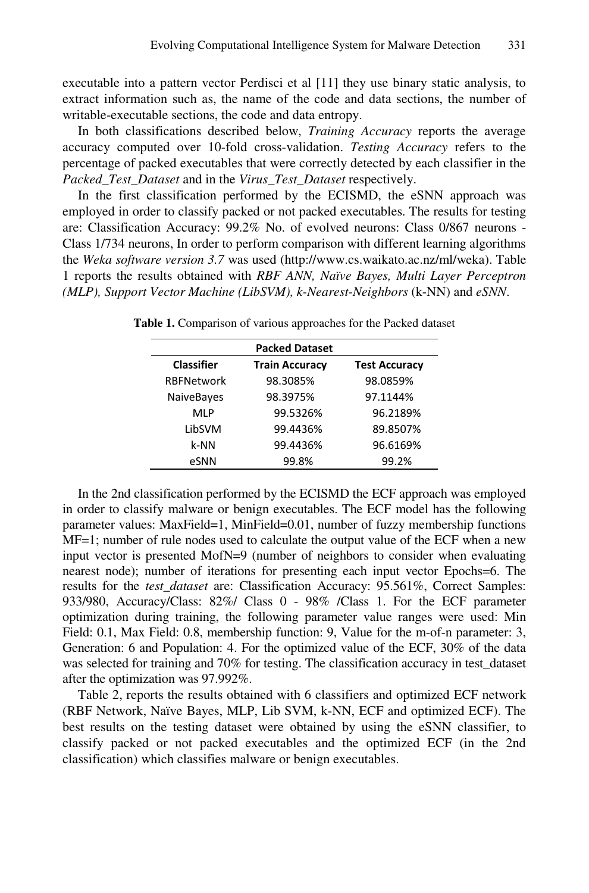executable into a pattern vector Perdisci et al [11] they use binary static analysis, to extract information such as, the name of the code and data sections, the number of writable-executable sections, the code and data entropy.

In both classifications described below, *Training Accuracy* reports the average accuracy computed over 10-fold cross-validation. *Testing Accuracy* refers to the percentage of packed executables that were correctly detected by each classifier in the *Packed_Test_Dataset* and in the *Virus_Test_Dataset* respectively.

In the first classification performed by the ECISMD, the eSNN approach was employed in order to classify packed or not packed executables. The results for testing are: Classification Accuracy: 99.2% No. of evolved neurons: Class 0/867 neurons - Class 1/734 neurons, In order to perform comparison with different learning algorithms the *Weka software version 3.7* was used (http://www.cs.waikato.ac.nz/ml/weka). Table 1 reports the results obtained with *RBF ANN, Naïve Bayes, Multi Layer Perceptron (MLP), Support Vector Machine (LibSVM), k-Nearest-Neighbors* (k-NN) and *eSNN*.

**Table 1.** Comparison of various approaches for the Packed dataset

| Packed Dataset | | |
|---|---|---|
| **Classifier** | **Train Accuracy** | **Test Accuracy** |
| RBFNetwork | 98.3085% | 98.0859% |
| NaiveBayes | 98.3975% | 97.1144% |
| MLP | 99.5326% | 96.2189% |
| LibSVM | 99.4436% | 89.8507% |
| k-NN | 99.4436% | 96.6169% |
| eSNN | 99.8% | 99.2% |

In the 2nd classification performed by the ECISMD the ECF approach was employed in order to classify malware or benign executables. The ECF model has the following parameter values: MaxField=1, MinField=0.01, number of fuzzy membership functions MF=1; number of rule nodes used to calculate the output value of the ECF when a new input vector is presented MofN=9 (number of neighbors to consider when evaluating nearest node); number of iterations for presenting each input vector Epochs=6. The results for the *test_dataset* are: Classification Accuracy: 95.561%, Correct Samples: 933/980, Accuracy/Class: 82%/ Class 0 - 98% /Class 1. For the ECF parameter optimization during training, the following parameter value ranges were used: Min Field: 0.1, Max Field: 0.8, membership function: 9, Value for the m-of-n parameter: 3, Generation: 6 and Population: 4. For the optimized value of the ECF, 30% of the data was selected for training and 70% for testing. The classification accuracy in test_dataset after the optimization was 97.992%.

Table 2, reports the results obtained with 6 classifiers and optimized ECF network (RBF Network, Naïve Bayes, MLP, Lib SVM, k-NN, ECF and optimized ECF). The best results on the testing dataset were obtained by using the eSNN classifier, to classify packed or not packed executables and the optimized ECF (in the 2nd classification) which classifies malware or benign executables.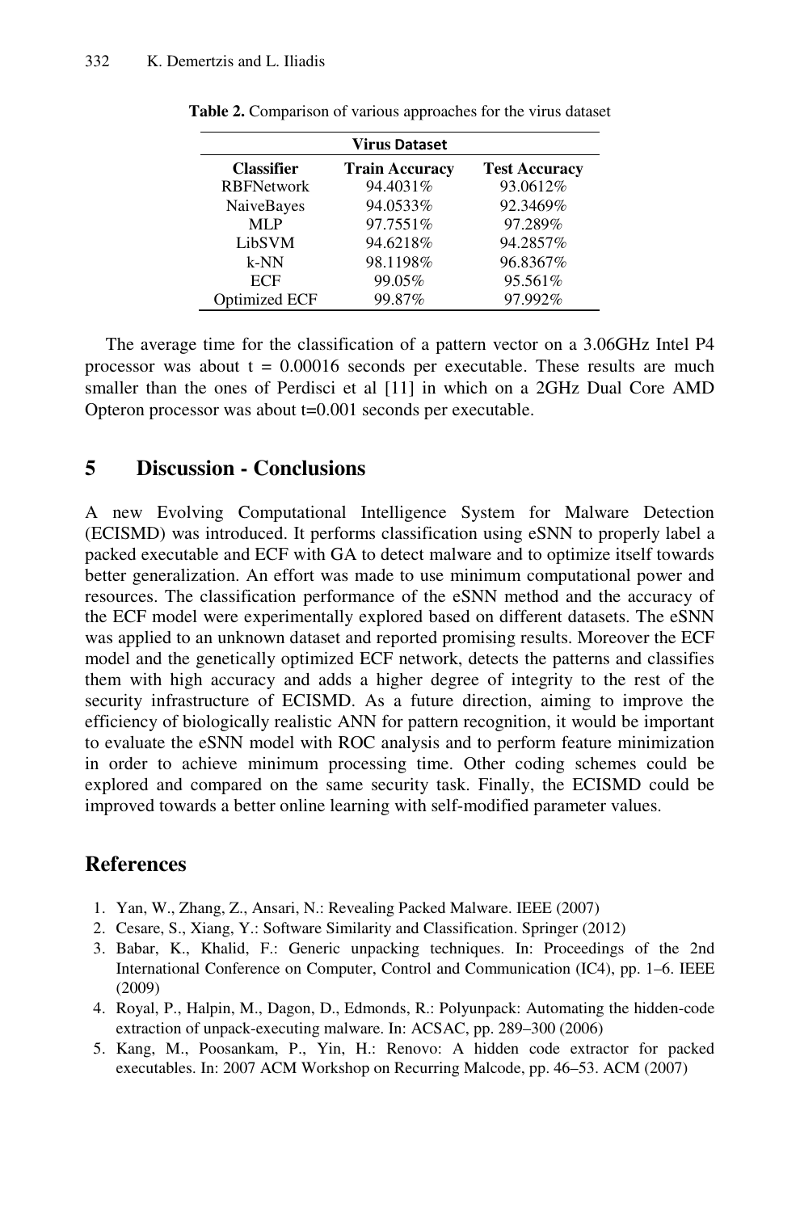**Table 2.** Comparison of various approaches for the virus dataset

| Virus Dataset | | |
|---|---|---|
| **Classifier** | **Train Accuracy** | **Test Accuracy** |
| RBFNetwork | 94.4031% | 93.0612% |
| NaiveBayes | 94.0533% | 92.3469% |
| MLP | 97.7551% | 97.289% |
| LibSVM | 94.6218% | 94.2857% |
| k-NN | 98.1198% | 96.8367% |
| ECF | 99.05% | 95.561% |
| Optimized ECF | 99.87% | 97.992% |

The average time for the classification of a pattern vector on a 3.06GHz Intel P4 processor was about $t = 0.00016$ seconds per executable. These results are much smaller than the ones of Perdisci et al [11] in which on a 2GHz Dual Core AMD Opteron processor was about $t=0.001$ seconds per executable.

## 5 Discussion - Conclusions

A new Evolving Computational Intelligence System for Malware Detection (ECISMD) was introduced. It performs classification using eSNN to properly label a packed executable and ECF with GA to detect malware and to optimize itself towards better generalization. An effort was made to use minimum computational power and resources. The classification performance of the eSNN method and the accuracy of the ECF model were experimentally explored based on different datasets. The eSNN was applied to an unknown dataset and reported promising results. Moreover the ECF model and the genetically optimized ECF network, detects the patterns and classifies them with high accuracy and adds a higher degree of integrity to the rest of the security infrastructure of ECISMD. As a future direction, aiming to improve the efficiency of biologically realistic ANN for pattern recognition, it would be important to evaluate the eSNN model with ROC analysis and to perform feature minimization in order to achieve minimum processing time. Other coding schemes could be explored and compared on the same security task. Finally, the ECISMD could be improved towards a better online learning with self-modified parameter values.

## References

1. Yan, W., Zhang, Z., Ansari, N.: Revealing Packed Malware. IEEE (2007)
2. Cesare, S., Xiang, Y.: Software Similarity and Classification. Springer (2012)
3. Babar, K., Khalid, F.: Generic unpacking techniques. In: Proceedings of the 2nd International Conference on Computer, Control and Communication (IC4), pp. 1–6. IEEE (2009)
4. Royal, P., Halpin, M., Dagon, D., Edmonds, R.: Polyunpack: Automating the hidden-code extraction of unpack-executing malware. In: ACSAC, pp. 289–300 (2006)
5. Kang, M., Poosankam, P., Yin, H.: Renovo: A hidden code extractor for packed executables. In: 2007 ACM Workshop on Recurring Malcode, pp. 46–53. ACM (2007)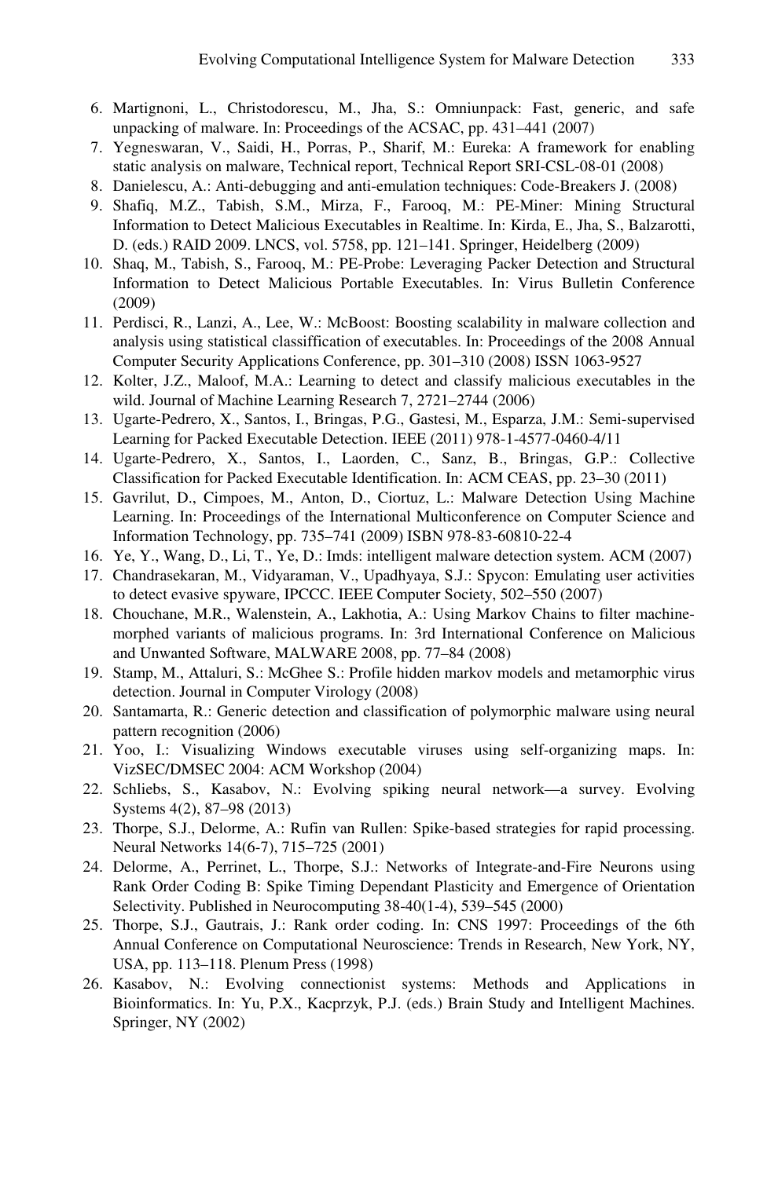6. Martignoni, L., Christodorescu, M., Jha, S.: Omniunpack: Fast, generic, and safe unpacking of malware. In: Proceedings of the ACSAC, pp. 431–441 (2007)
7. Yegneswaran, V., Saidi, H., Porras, P., Sharif, M.: Eureka: A framework for enabling static analysis on malware, Technical report, Technical Report SRI-CSL-08-01 (2008)
8. Danielescu, A.: Anti-debugging and anti-emulation techniques: Code-Breakers J. (2008)
9. Shafiq, M.Z., Tabish, S.M., Mirza, F., Farooq, M.: PE-Miner: Mining Structural Information to Detect Malicious Executables in Realtime. In: Kirda, E., Jha, S., Balzarotti, D. (eds.) RAID 2009. LNCS, vol. 5758, pp. 121–141. Springer, Heidelberg (2009)
10. Shaq, M., Tabish, S., Farooq, M.: PE-Probe: Leveraging Packer Detection and Structural Information to Detect Malicious Portable Executables. In: Virus Bulletin Conference (2009)
11. Perdisci, R., Lanzi, A., Lee, W.: McBoost: Boosting scalability in malware collection and analysis using statistical classiffication of executables. In: Proceedings of the 2008 Annual Computer Security Applications Conference, pp. 301–310 (2008) ISSN 1063-9527
12. Kolter, J.Z., Maloof, M.A.: Learning to detect and classify malicious executables in the wild. Journal of Machine Learning Research 7, 2721–2744 (2006)
13. Ugarte-Pedrero, X., Santos, I., Bringas, P.G., Gastesi, M., Esparza, J.M.: Semi-supervised Learning for Packed Executable Detection. IEEE (2011) 978-1-4577-0460-4/11
14. Ugarte-Pedrero, X., Santos, I., Laorden, C., Sanz, B., Bringas, G.P.: Collective Classification for Packed Executable Identification. In: ACM CEAS, pp. 23–30 (2011)
15. Gavrilut, D., Cimpoes, M., Anton, D., Ciortuz, L.: Malware Detection Using Machine Learning. In: Proceedings of the International Multiconference on Computer Science and Information Technology, pp. 735–741 (2009) ISBN 978-83-60810-22-4
16. Ye, Y., Wang, D., Li, T., Ye, D.: Imds: intelligent malware detection system. ACM (2007)
17. Chandrasekaran, M., Vidyaraman, V., Upadhyaya, S.J.: Spycon: Emulating user activities to detect evasive spyware, IPCCC. IEEE Computer Society, 502–550 (2007)
18. Chouchane, M.R., Walenstein, A., Lakhotia, A.: Using Markov Chains to filter machine-morphed variants of malicious programs. In: 3rd International Conference on Malicious and Unwanted Software, MALWARE 2008, pp. 77–84 (2008)
19. Stamp, M., Attaluri, S.: McGhee S.: Profile hidden markov models and metamorphic virus detection. Journal in Computer Virology (2008)
20. Santamarta, R.: Generic detection and classification of polymorphic malware using neural pattern recognition (2006)
21. Yoo, I.: Visualizing Windows executable viruses using self-organizing maps. In: VizSEC/DMSEC 2004: ACM Workshop (2004)
22. Schliebs, S., Kasabov, N.: Evolving spiking neural network—a survey. Evolving Systems 4(2), 87–98 (2013)
23. Thorpe, S.J., Delorme, A.: Rufin van Rullen: Spike-based strategies for rapid processing. Neural Networks 14(6-7), 715–725 (2001)
24. Delorme, A., Perrinet, L., Thorpe, S.J.: Networks of Integrate-and-Fire Neurons using Rank Order Coding B: Spike Timing Dependant Plasticity and Emergence of Orientation Selectivity. Published in Neurocomputing 38-40(1-4), 539–545 (2000)
25. Thorpe, S.J., Gautrais, J.: Rank order coding. In: CNS 1997: Proceedings of the 6th Annual Conference on Computational Neuroscience: Trends in Research, New York, NY, USA, pp. 113–118. Plenum Press (1998)
26. Kasabov, N.: Evolving connectionist systems: Methods and Applications in Bioinformatics. In: Yu, P.X., Kacprzyk, P.J. (eds.) Brain Study and Intelligent Machines. Springer, NY (2002)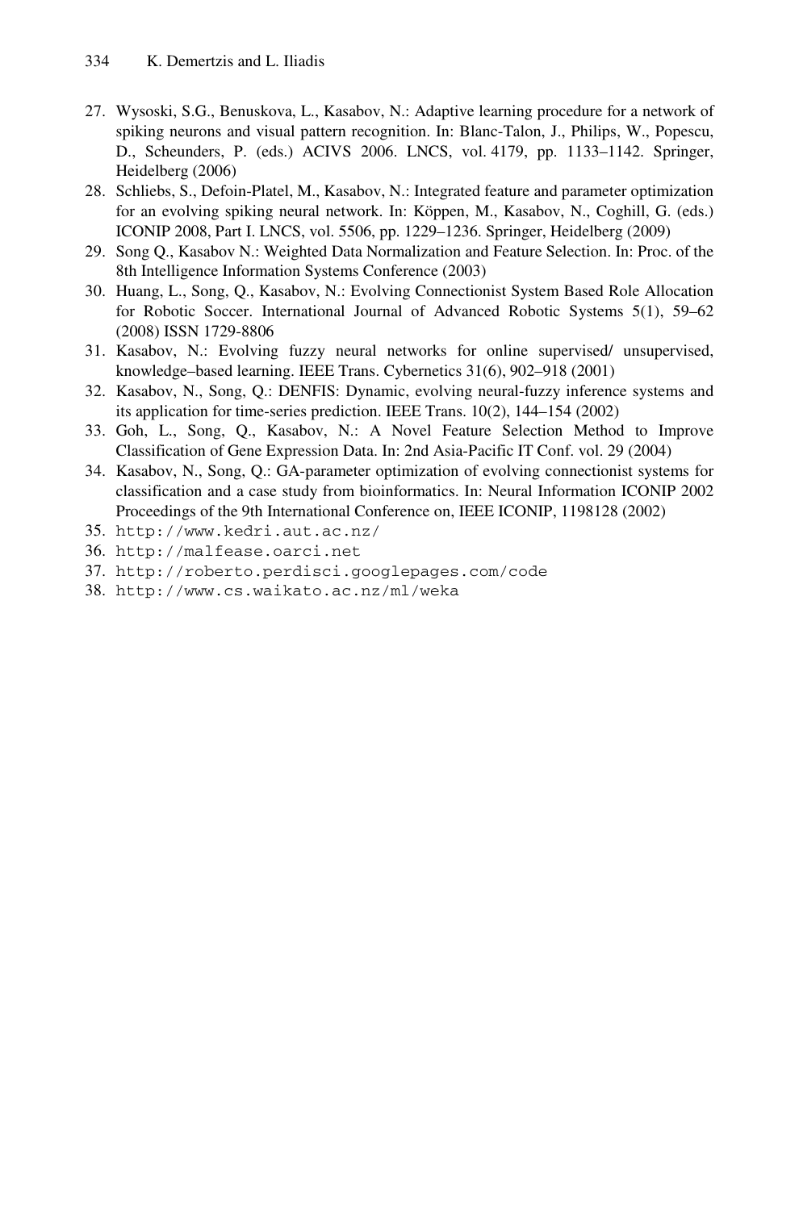27. Wysoski, S.G., Benuskova, L., Kasabov, N.: Adaptive learning procedure for a network of spiking neurons and visual pattern recognition. In: Blanc-Talon, J., Philips, W., Popescu, D., Scheunders, P. (eds.) ACIVS 2006. LNCS, vol. 4179, pp. 1133–1142. Springer, Heidelberg (2006)
28. Schliebs, S., Defoin-Platel, M., Kasabov, N.: Integrated feature and parameter optimization for an evolving spiking neural network. In: Köppen, M., Kasabov, N., Coghill, G. (eds.) ICONIP 2008, Part I. LNCS, vol. 5506, pp. 1229–1236. Springer, Heidelberg (2009)
29. Song Q., Kasabov N.: Weighted Data Normalization and Feature Selection. In: Proc. of the 8th Intelligence Information Systems Conference (2003)
30. Huang, L., Song, Q., Kasabov, N.: Evolving Connectionist System Based Role Allocation for Robotic Soccer. International Journal of Advanced Robotic Systems 5(1), 59–62 (2008) ISSN 1729-8806
31. Kasabov, N.: Evolving fuzzy neural networks for online supervised/ unsupervised, knowledge–based learning. IEEE Trans. Cybernetics 31(6), 902–918 (2001)
32. Kasabov, N., Song, Q.: DENFIS: Dynamic, evolving neural-fuzzy inference systems and its application for time-series prediction. IEEE Trans. 10(2), 144–154 (2002)
33. Goh, L., Song, Q., Kasabov, N.: A Novel Feature Selection Method to Improve Classification of Gene Expression Data. In: 2nd Asia-Pacific IT Conf. vol. 29 (2004)
34. Kasabov, N., Song, Q.: GA-parameter optimization of evolving connectionist systems for classification and a case study from bioinformatics. In: Neural Information ICONIP 2002 Proceedings of the 9th International Conference on, IEEE ICONIP, 1198128 (2002)
35. http://www.kedri.aut.ac.nz/
36. http://malfease.oarci.net
37. http://roberto.perdisci.googlepages.com/code
38. http://www.cs.waikato.ac.nz/ml/weka